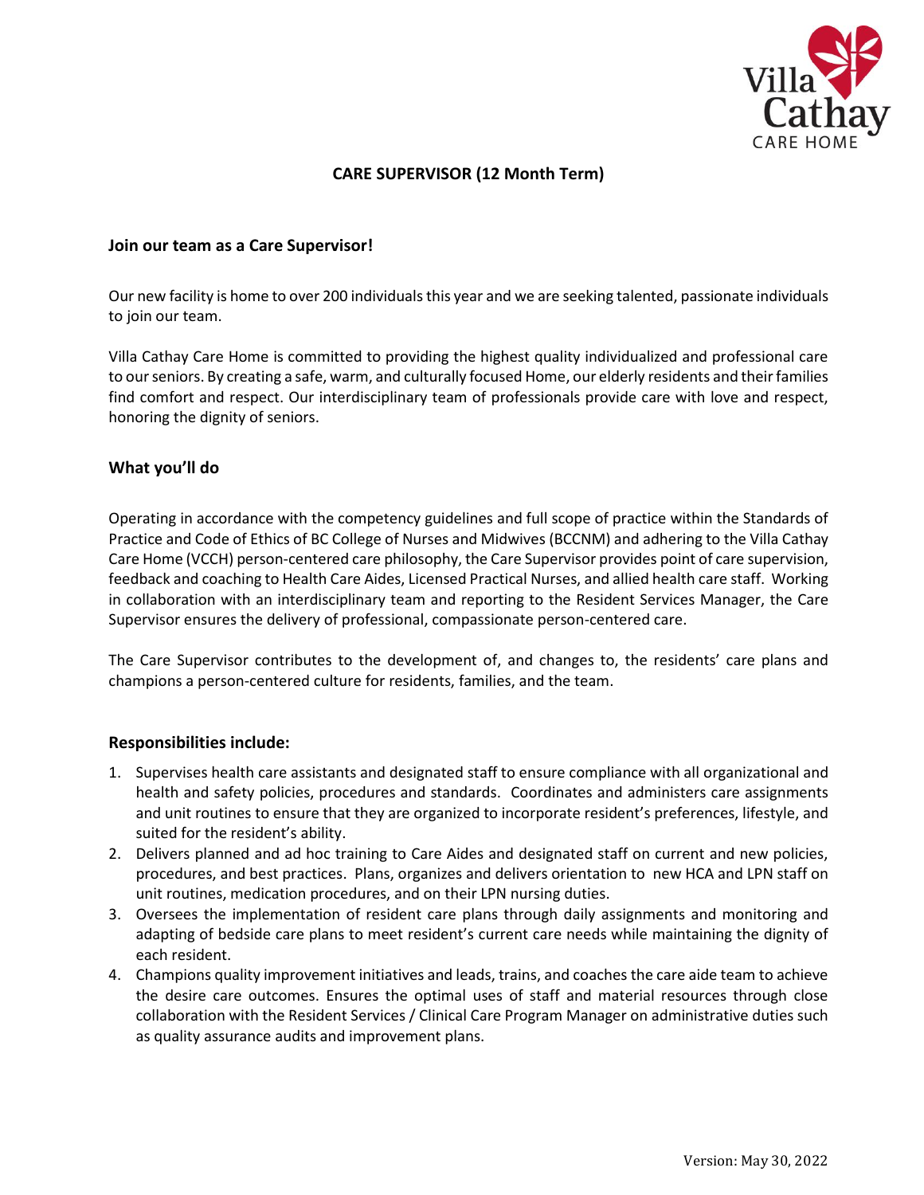# CARE SUPERVISOR (12 Month Term)

### Join our team as a Care Supervisor!

Our new facility is home to over 200 individuals this year and we are seeking talented, passionate individuals to join our team.

Villa Cathay Care Home is committed to providing the highest quality individualized and professional care to our seniors. By creating a safe, warm, and culturally focused Home, our elderly residents and their families find comfort and respect. Our interdisciplinary team of professionals provide care with love and respect, honoring the dignity of seniors.

## What you'll do

Operating in accordance with the competency guidelines and full scope of practice within the Standards of Practice and Code of Ethics of BC College of Nurses and Midwives (BCCNM) and adhering to the Villa Cathay Care Home (VCCH) person-centered care philosophy, the Care Supervisor provides point of care supervision, feedback and coaching to Health Care Aides, Licensed Practical Nurses, and allied health care staff. Working in collaboration with an interdisciplinary team and reporting to the Resident Services Manager, the Care Supervisor ensures the delivery of professional, compassionate person-centered care.

The Care Supervisor contributes to the development of, and changes to, the residents' care plans and champions a person-centered culture for residents, families, and the team.

## Responsibilities include:

1. Supervises health care assistants and designated staff to ensure compliance with all organizational and health and safety policies, procedures and standards. Coordinates and administers care assignments and unit routines to ensure that they are organized to incorporate resident's preferences, lifestyle, and suited for the resident's ability.
2. Delivers planned and ad hoc training to Care Aides and designated staff on current and new policies, procedures, and best practices. Plans, organizes and delivers orientation to new HCA and LPN staff on unit routines, medication procedures, and on their LPN nursing duties.
3. Oversees the implementation of resident care plans through daily assignments and monitoring and adapting of bedside care plans to meet resident's current care needs while maintaining the dignity of each resident.
4. Champions quality improvement initiatives and leads, trains, and coaches the care aide team to achieve the desire care outcomes. Ensures the optimal uses of staff and material resources through close collaboration with the Resident Services / Clinical Care Program Manager on administrative duties such as quality assurance audits and improvement plans.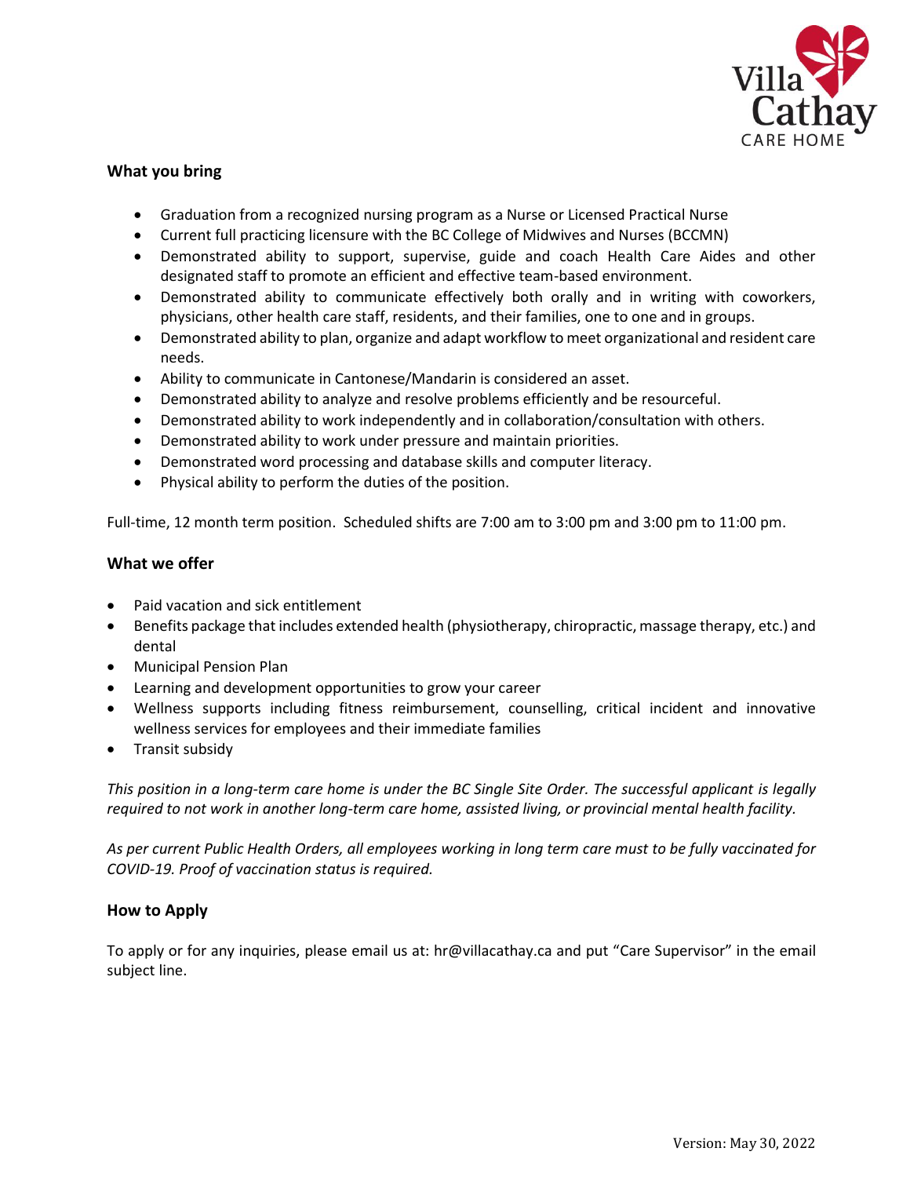### What you bring

- Graduation from a recognized nursing program as a Nurse or Licensed Practical Nurse
- Current full practicing licensure with the BC College of Midwives and Nurses (BCCMN)
- Demonstrated ability to support, supervise, guide and coach Health Care Aides and other designated staff to promote an efficient and effective team-based environment.
- Demonstrated ability to communicate effectively both orally and in writing with coworkers, physicians, other health care staff, residents, and their families, one to one and in groups.
- Demonstrated ability to plan, organize and adapt workflow to meet organizational and resident care needs.
- Ability to communicate in Cantonese/Mandarin is considered an asset.
- Demonstrated ability to analyze and resolve problems efficiently and be resourceful.
- Demonstrated ability to work independently and in collaboration/consultation with others.
- Demonstrated ability to work under pressure and maintain priorities.
- Demonstrated word processing and database skills and computer literacy.
- Physical ability to perform the duties of the position.

Full-time, 12 month term position. Scheduled shifts are 7:00 am to 3:00 pm and 3:00 pm to 11:00 pm.

### What we offer

- Paid vacation and sick entitlement
- Benefits package that includes extended health (physiotherapy, chiropractic, massage therapy, etc.) and dental
- Municipal Pension Plan
- Learning and development opportunities to grow your career
- Wellness supports including fitness reimbursement, counselling, critical incident and innovative wellness services for employees and their immediate families
- Transit subsidy

*This position in a long-term care home is under the BC Single Site Order. The successful applicant is legally required to not work in another long-term care home, assisted living, or provincial mental health facility.*

*As per current Public Health Orders, all employees working in long term care must to be fully vaccinated for COVID-19. Proof of vaccination status is required.*

### How to Apply

To apply or for any inquiries, please email us at: hr@villacathay.ca and put "Care Supervisor" in the email subject line.

Version: May 30, 2022